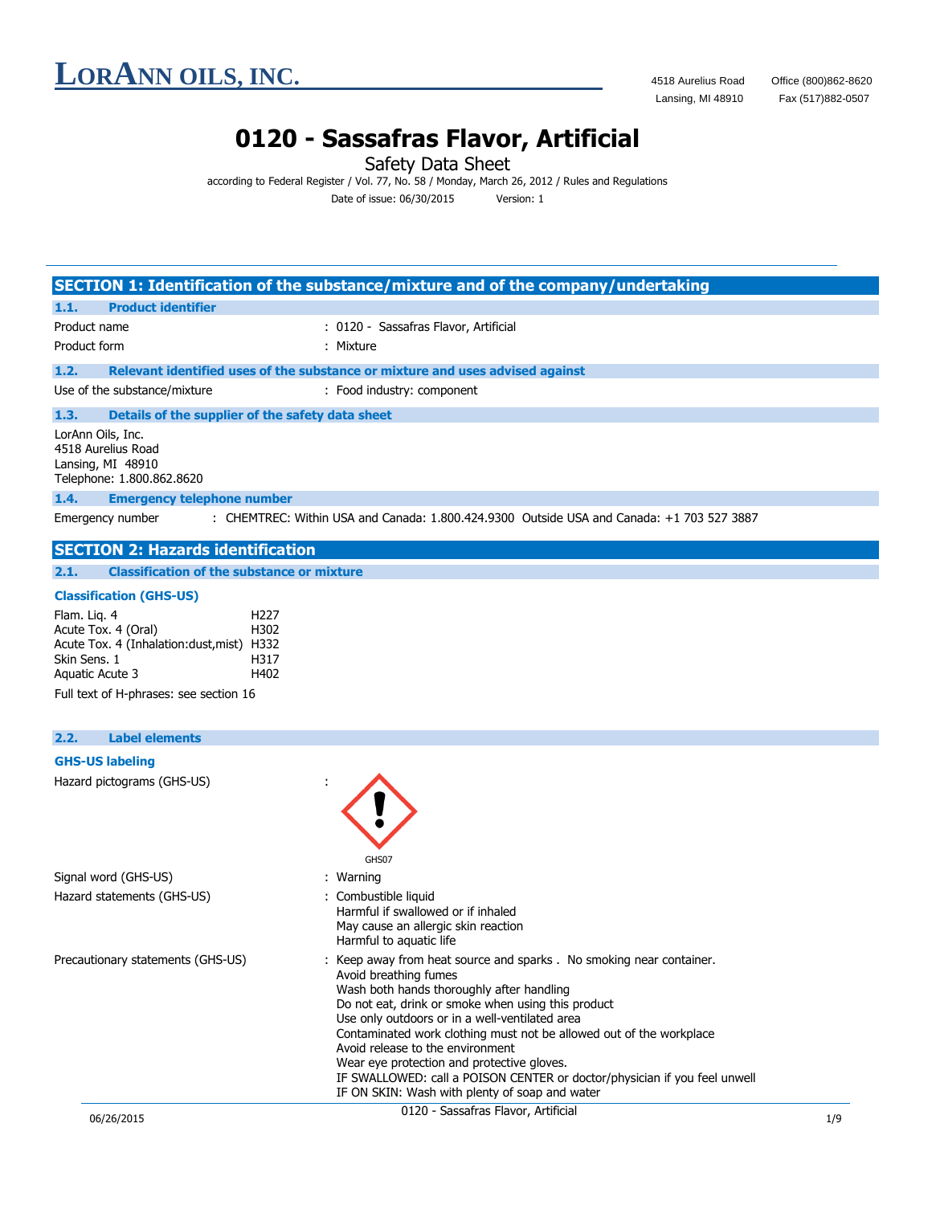# LorAnn Oils, Inc.

4518 Aurelius Road
Lansing, MI 48910

Office (800)862-8620
Fax (517)882-0507

# 0120 - Sassafras Flavor, Artificial

Safety Data Sheet

according to Federal Register / Vol. 77, No. 58 / Monday, March 26, 2012 / Rules and Regulations

Date of issue: 06/30/2015 Version: 1

## SECTION 1: Identification of the substance/mixture and of the company/undertaking

### 1.1. Product identifier

Product name : 0120 - Sassafras Flavor, Artificial

Product form : Mixture

### 1.2. Relevant identified uses of the substance or mixture and uses advised against

Use of the substance/mixture : Food industry: component

### 1.3. Details of the supplier of the safety data sheet

LorAnn Oils, Inc.
4518 Aurelius Road
Lansing, MI 48910
Telephone: 1.800.862.8620

### 1.4. Emergency telephone number

Emergency number : CHEMTREC: Within USA and Canada: 1.800.424.9300 Outside USA and Canada: +1 703 527 3887

## SECTION 2: Hazards identification

### 2.1. Classification of the substance or mixture

**Classification (GHS-US)**

| | |
|---|---|
| Flam. Liq. 4 | H227 |
| Acute Tox. 4 (Oral) | H302 |
| Acute Tox. 4 (Inhalation:dust,mist) | H332 |
| Skin Sens. 1 | H317 |
| Aquatic Acute 3 | H402 |

Full text of H-phrases: see section 16

### 2.2. Label elements

**GHS-US labeling**

Hazard pictograms (GHS-US) : GHS07

Signal word (GHS-US) : Warning

Hazard statements (GHS-US) : Combustible liquid
Harmful if swallowed or if inhaled
May cause an allergic skin reaction
Harmful to aquatic life

Precautionary statements (GHS-US) : Keep away from heat source and sparks . No smoking near container.
Avoid breathing fumes
Wash both hands thoroughly after handling
Do not eat, drink or smoke when using this product
Use only outdoors or in a well-ventilated area
Contaminated work clothing must not be allowed out of the workplace
Avoid release to the environment
Wear eye protection and protective gloves.
IF SWALLOWED: call a POISON CENTER or doctor/physician if you feel unwell
IF ON SKIN: Wash with plenty of soap and water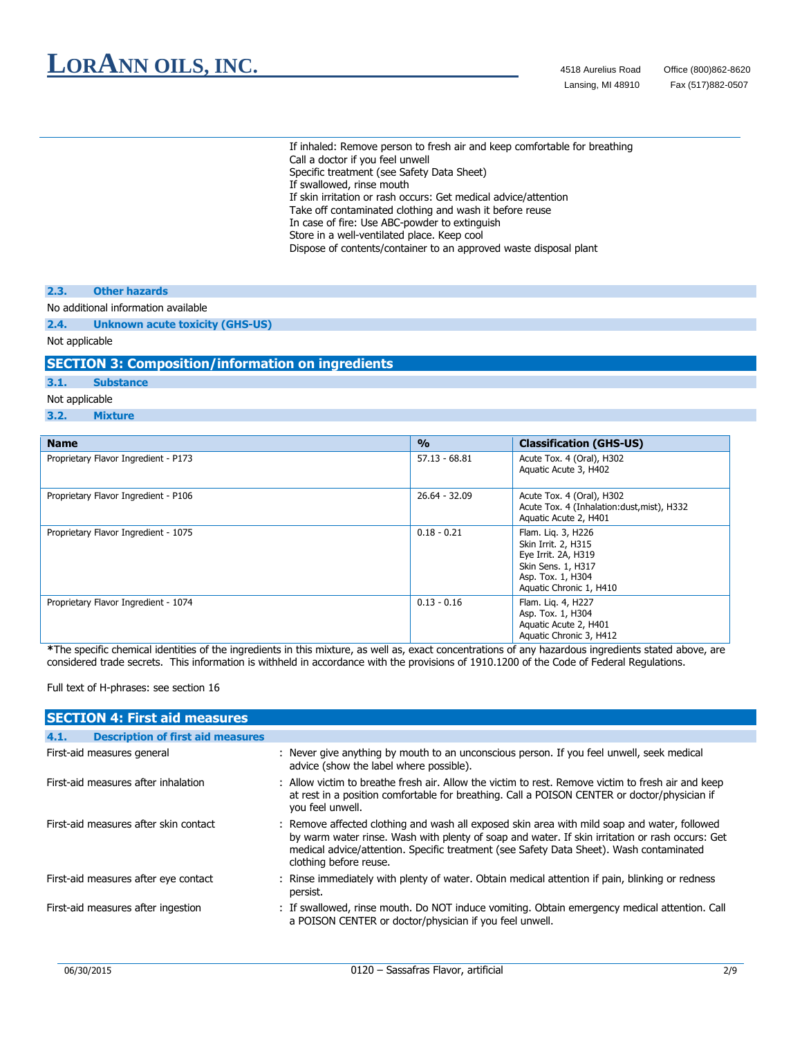If inhaled: Remove person to fresh air and keep comfortable for breathing
Call a doctor if you feel unwell
Specific treatment (see Safety Data Sheet)
If swallowed, rinse mouth
If skin irritation or rash occurs: Get medical advice/attention
Take off contaminated clothing and wash it before reuse
In case of fire: Use ABC-powder to extinguish
Store in a well-ventilated place. Keep cool
Dispose of contents/container to an approved waste disposal plant

### 2.3. Other hazards

No additional information available

### 2.4. Unknown acute toxicity (GHS-US)

Not applicable

## SECTION 3: Composition/information on ingredients

### 3.1. Substance

Not applicable

### 3.2. Mixture

| Name | % | Classification (GHS-US) |
|---|---|---|
| Proprietary Flavor Ingredient - P173 | 57.13 - 68.81 | Acute Tox. 4 (Oral), H302<br>Aquatic Acute 3, H402 |
| Proprietary Flavor Ingredient - P106 | 26.64 - 32.09 | Acute Tox. 4 (Oral), H302<br>Acute Tox. 4 (Inhalation:dust,mist), H332<br>Aquatic Acute 2, H401 |
| Proprietary Flavor Ingredient - 1075 | 0.18 - 0.21 | Flam. Liq. 3, H226<br>Skin Irrit. 2, H315<br>Eye Irrit. 2A, H319<br>Skin Sens. 1, H317<br>Asp. Tox. 1, H304<br>Aquatic Chronic 1, H410 |
| Proprietary Flavor Ingredient - 1074 | 0.13 - 0.16 | Flam. Liq. 4, H227<br>Asp. Tox. 1, H304<br>Aquatic Acute 2, H401<br>Aquatic Chronic 3, H412 |

**\***The specific chemical identities of the ingredients in this mixture, as well as, exact concentrations of any hazardous ingredients stated above, are considered trade secrets. This information is withheld in accordance with the provisions of 1910.1200 of the Code of Federal Regulations.

Full text of H-phrases: see section 16

## SECTION 4: First aid measures

### 4.1. Description of first aid measures

First-aid measures general : Never give anything by mouth to an unconscious person. If you feel unwell, seek medical advice (show the label where possible).

First-aid measures after inhalation : Allow victim to breathe fresh air. Allow the victim to rest. Remove victim to fresh air and keep at rest in a position comfortable for breathing. Call a POISON CENTER or doctor/physician if you feel unwell.

First-aid measures after skin contact : Remove affected clothing and wash all exposed skin area with mild soap and water, followed by warm water rinse. Wash with plenty of soap and water. If skin irritation or rash occurs: Get medical advice/attention. Specific treatment (see Safety Data Sheet). Wash contaminated clothing before reuse.

First-aid measures after eye contact : Rinse immediately with plenty of water. Obtain medical attention if pain, blinking or redness persist.

First-aid measures after ingestion : If swallowed, rinse mouth. Do NOT induce vomiting. Obtain emergency medical attention. Call a POISON CENTER or doctor/physician if you feel unwell.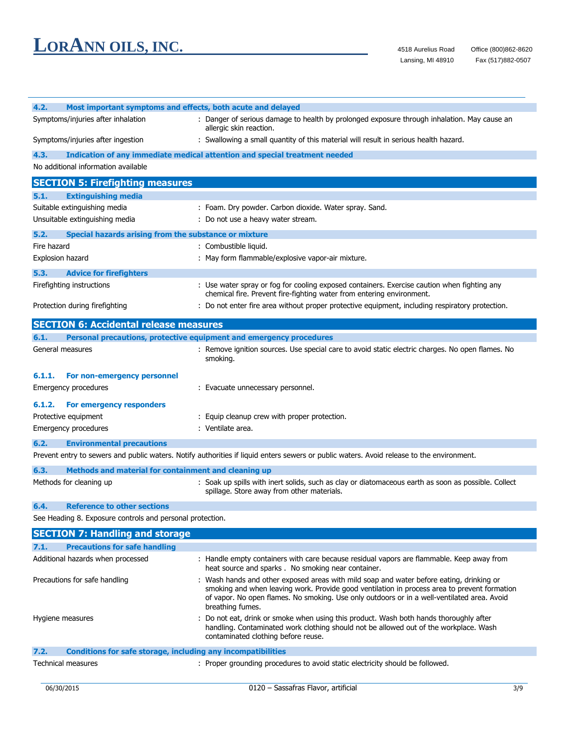### 4.2. Most important symptoms and effects, both acute and delayed

| | |
|---|---|
| Symptoms/injuries after inhalation | : Danger of serious damage to health by prolonged exposure through inhalation. May cause an allergic skin reaction. |
| Symptoms/injuries after ingestion | : Swallowing a small quantity of this material will result in serious health hazard. |

### 4.3. Indication of any immediate medical attention and special treatment needed

No additional information available

## SECTION 5: Firefighting measures

### 5.1. Extinguishing media

| | |
|---|---|
| Suitable extinguishing media | : Foam. Dry powder. Carbon dioxide. Water spray. Sand. |
| Unsuitable extinguishing media | : Do not use a heavy water stream. |

### 5.2. Special hazards arising from the substance or mixture

| | |
|---|---|
| Fire hazard | : Combustible liquid. |
| Explosion hazard | : May form flammable/explosive vapor-air mixture. |

### 5.3. Advice for firefighters

| | |
|---|---|
| Firefighting instructions | : Use water spray or fog for cooling exposed containers. Exercise caution when fighting any chemical fire. Prevent fire-fighting water from entering environment. |
| Protection during firefighting | : Do not enter fire area without proper protective equipment, including respiratory protection. |

## SECTION 6: Accidental release measures

### 6.1. Personal precautions, protective equipment and emergency procedures

| | |
|---|---|
| General measures | : Remove ignition sources. Use special care to avoid static electric charges. No open flames. No smoking. |

#### 6.1.1. For non-emergency personnel

| | |
|---|---|
| Emergency procedures | : Evacuate unnecessary personnel. |

#### 6.1.2. For emergency responders

| | |
|---|---|
| Protective equipment | : Equip cleanup crew with proper protection. |
| Emergency procedures | : Ventilate area. |

### 6.2. Environmental precautions

Prevent entry to sewers and public waters. Notify authorities if liquid enters sewers or public waters. Avoid release to the environment.

### 6.3. Methods and material for containment and cleaning up

| | |
|---|---|
| Methods for cleaning up | : Soak up spills with inert solids, such as clay or diatomaceous earth as soon as possible. Collect spillage. Store away from other materials. |

### 6.4. Reference to other sections

See Heading 8. Exposure controls and personal protection.

## SECTION 7: Handling and storage

### 7.1. Precautions for safe handling

| | |
|---|---|
| Additional hazards when processed | : Handle empty containers with care because residual vapors are flammable. Keep away from heat source and sparks . No smoking near container. |
| Precautions for safe handling | : Wash hands and other exposed areas with mild soap and water before eating, drinking or smoking and when leaving work. Provide good ventilation in process area to prevent formation of vapor. No open flames. No smoking. Use only outdoors or in a well-ventilated area. Avoid breathing fumes. |
| Hygiene measures | : Do not eat, drink or smoke when using this product. Wash both hands thoroughly after handling. Contaminated work clothing should not be allowed out of the workplace. Wash contaminated clothing before reuse. |

### 7.2. Conditions for safe storage, including any incompatibilities

| | |
|---|---|
| Technical measures | : Proper grounding procedures to avoid static electricity should be followed. |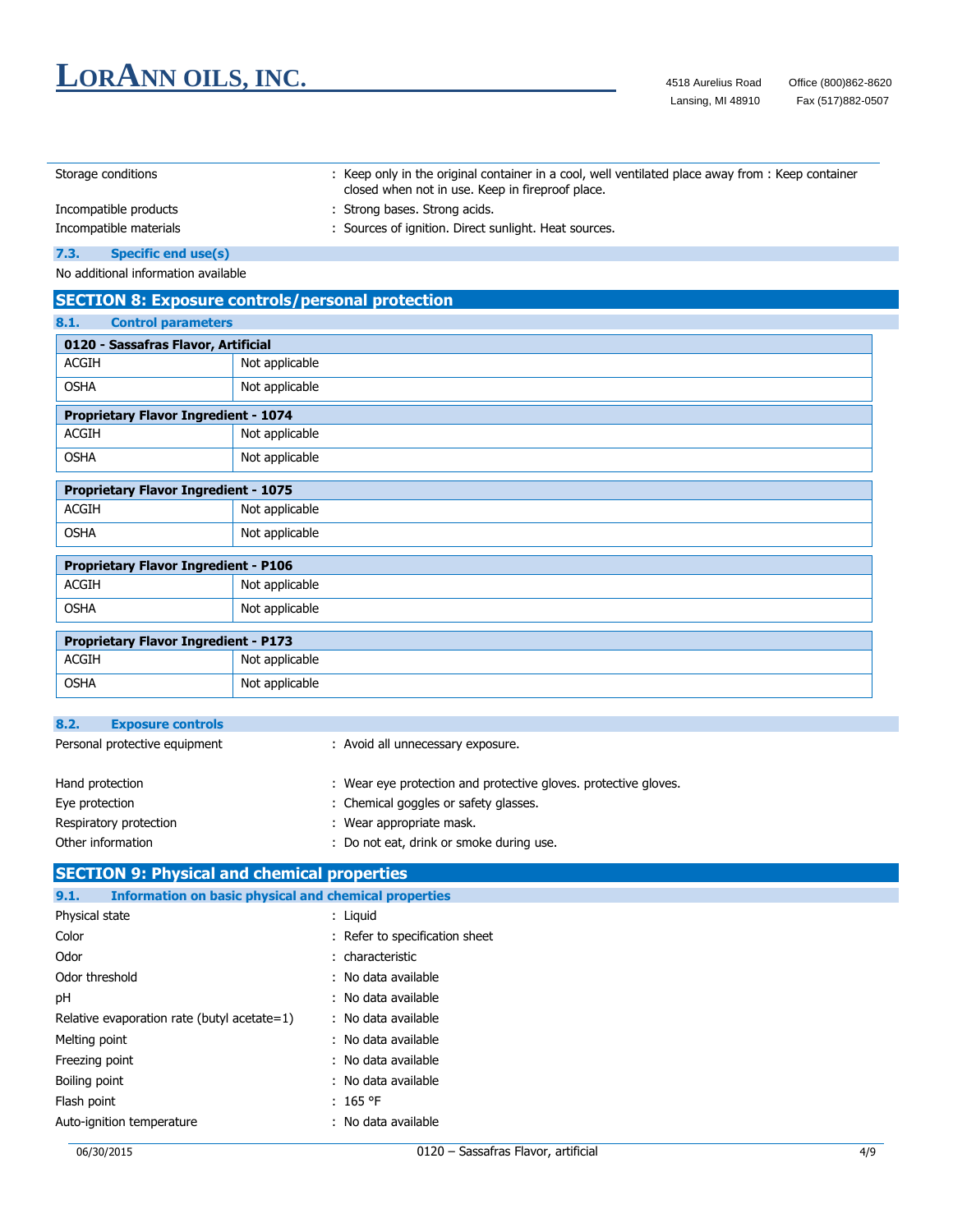| | |
|---|---|
| Storage conditions | : Keep only in the original container in a cool, well ventilated place away from : Keep container closed when not in use. Keep in fireproof place. |
| Incompatible products | : Strong bases. Strong acids. |
| Incompatible materials | : Sources of ignition. Direct sunlight. Heat sources. |

### 7.3. Specific end use(s)

No additional information available

## SECTION 8: Exposure controls/personal protection

### 8.1. Control parameters

| 0120 - Sassafras Flavor, Artificial | |
|---|---|
| ACGIH | Not applicable |
| OSHA | Not applicable |

| Proprietary Flavor Ingredient - 1074 | |
|---|---|
| ACGIH | Not applicable |
| OSHA | Not applicable |

| Proprietary Flavor Ingredient - 1075 | |
|---|---|
| ACGIH | Not applicable |
| OSHA | Not applicable |

| Proprietary Flavor Ingredient - P106 | |
|---|---|
| ACGIH | Not applicable |
| OSHA | Not applicable |

| Proprietary Flavor Ingredient - P173 | |
|---|---|
| ACGIH | Not applicable |
| OSHA | Not applicable |

### 8.2. Exposure controls

| | |
|---|---|
| Personal protective equipment | : Avoid all unnecessary exposure. |
| Hand protection | : Wear eye protection and protective gloves. protective gloves. |
| Eye protection | : Chemical goggles or safety glasses. |
| Respiratory protection | : Wear appropriate mask. |
| Other information | : Do not eat, drink or smoke during use. |

## SECTION 9: Physical and chemical properties

### 9.1. Information on basic physical and chemical properties

| | |
|---|---|
| Physical state | : Liquid |
| Color | : Refer to specification sheet |
| Odor | : characteristic |
| Odor threshold | : No data available |
| pH | : No data available |
| Relative evaporation rate (butyl acetate=1) | : No data available |
| Melting point | : No data available |
| Freezing point | : No data available |
| Boiling point | : No data available |
| Flash point | : 165 °F |
| Auto-ignition temperature | : No data available |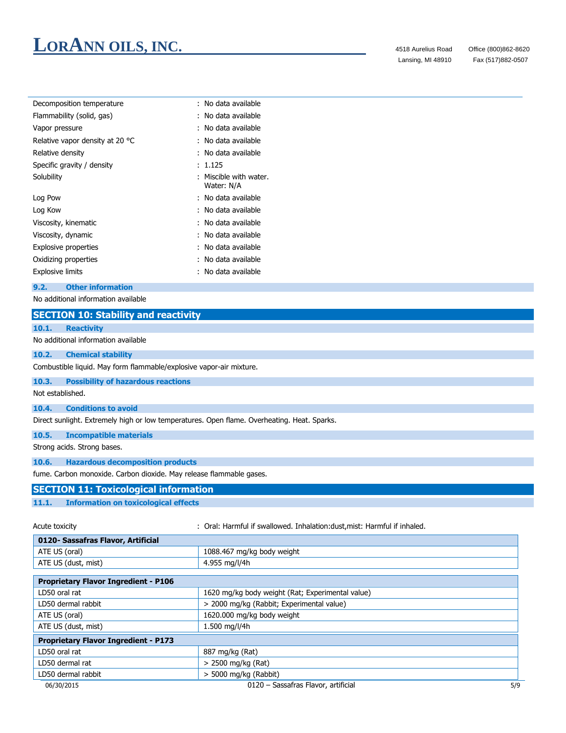| | |
|---|---|
| Decomposition temperature | : No data available |
| Flammability (solid, gas) | : No data available |
| Vapor pressure | : No data available |
| Relative vapor density at 20 °C | : No data available |
| Relative density | : No data available |
| Specific gravity / density | : 1.125 |
| Solubility | : Miscible with water. Water: N/A |
| Log Pow | : No data available |
| Log Kow | : No data available |
| Viscosity, kinematic | : No data available |
| Viscosity, dynamic | : No data available |
| Explosive properties | : No data available |
| Oxidizing properties | : No data available |
| Explosive limits | : No data available |

### 9.2. Other information

No additional information available

## SECTION 10: Stability and reactivity

### 10.1. Reactivity

No additional information available

### 10.2. Chemical stability

Combustible liquid. May form flammable/explosive vapor-air mixture.

### 10.3. Possibility of hazardous reactions

Not established.

### 10.4. Conditions to avoid

Direct sunlight. Extremely high or low temperatures. Open flame. Overheating. Heat. Sparks.

### 10.5. Incompatible materials

Strong acids. Strong bases.

### 10.6. Hazardous decomposition products

fume. Carbon monoxide. Carbon dioxide. May release flammable gases.

## SECTION 11: Toxicological information

### 11.1. Information on toxicological effects

Acute toxicity : Oral: Harmful if swallowed. Inhalation:dust,mist: Harmful if inhaled.

| **0120- Sassafras Flavor, Artificial** | |
|---|---|
| ATE US (oral) | 1088.467 mg/kg body weight |
| ATE US (dust, mist) | 4.955 mg/l/4h |

| **Proprietary Flavor Ingredient - P106** | |
|---|---|
| LD50 oral rat | 1620 mg/kg body weight (Rat; Experimental value) |
| LD50 dermal rabbit | > 2000 mg/kg (Rabbit; Experimental value) |
| ATE US (oral) | 1620.000 mg/kg body weight |
| ATE US (dust, mist) | 1.500 mg/l/4h |
| **Proprietary Flavor Ingredient - P173** | |
| LD50 oral rat | 887 mg/kg (Rat) |
| LD50 dermal rat | > 2500 mg/kg (Rat) |
| LD50 dermal rabbit | > 5000 mg/kg (Rabbit) |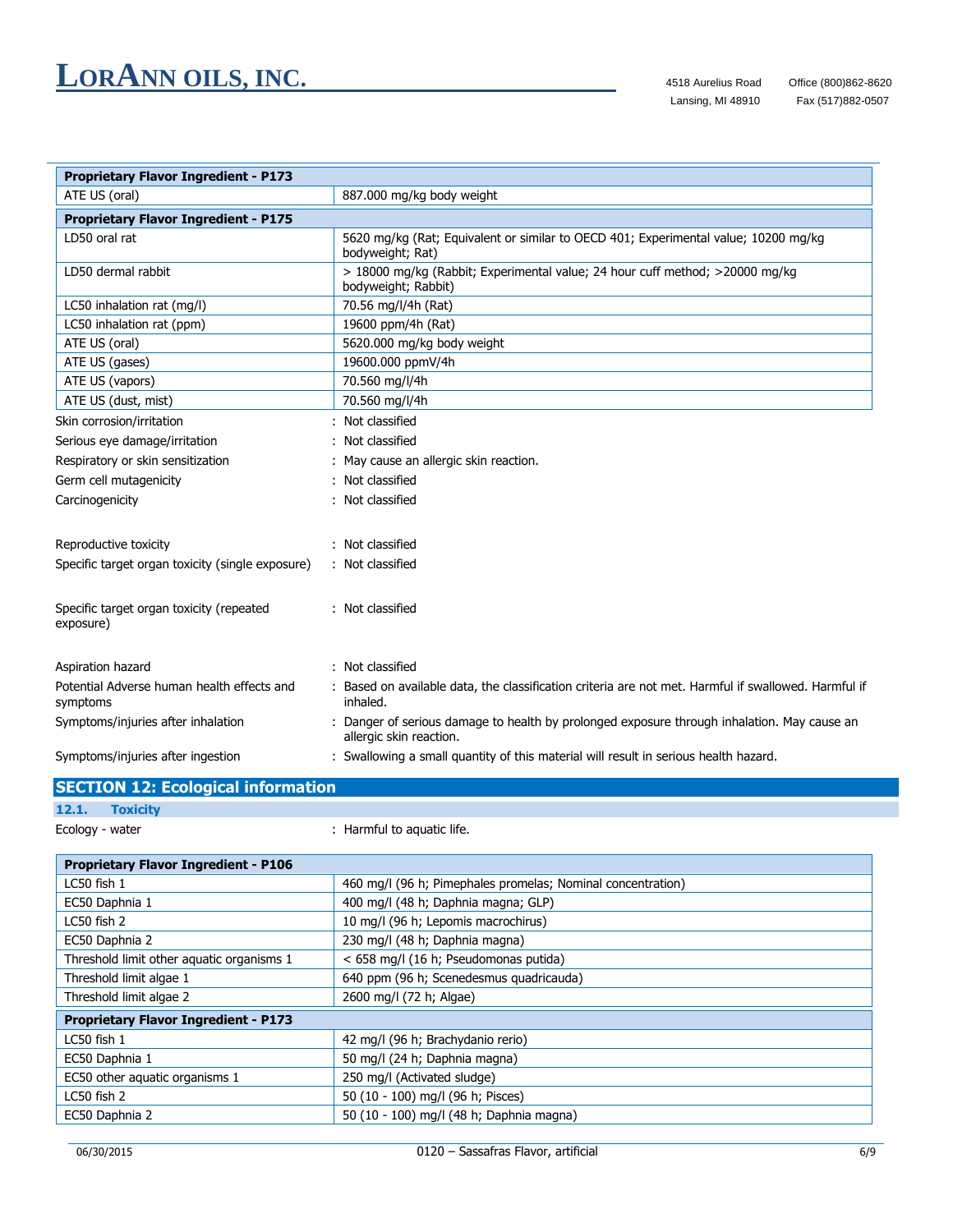| Proprietary Flavor Ingredient - P173 | |
|---|---|
| ATE US (oral) | 887.000 mg/kg body weight |

| Proprietary Flavor Ingredient - P175 | |
|---|---|
| LD50 oral rat | 5620 mg/kg (Rat; Equivalent or similar to OECD 401; Experimental value; 10200 mg/kg bodyweight; Rat) |
| LD50 dermal rabbit | > 18000 mg/kg (Rabbit; Experimental value; 24 hour cuff method; >20000 mg/kg bodyweight; Rabbit) |
| LC50 inhalation rat (mg/l) | 70.56 mg/l/4h (Rat) |
| LC50 inhalation rat (ppm) | 19600 ppm/4h (Rat) |
| ATE US (oral) | 5620.000 mg/kg body weight |
| ATE US (gases) | 19600.000 ppmV/4h |
| ATE US (vapors) | 70.560 mg/l/4h |
| ATE US (dust, mist) | 70.560 mg/l/4h |

Skin corrosion/irritation : Not classified

Serious eye damage/irritation : Not classified

Respiratory or skin sensitization : May cause an allergic skin reaction.

Germ cell mutagenicity : Not classified

Carcinogenicity : Not classified

Reproductive toxicity : Not classified

Specific target organ toxicity (single exposure) : Not classified

Specific target organ toxicity (repeated exposure) : Not classified

Aspiration hazard : Not classified

Potential Adverse human health effects and symptoms : Based on available data, the classification criteria are not met. Harmful if swallowed. Harmful if inhaled.

Symptoms/injuries after inhalation : Danger of serious damage to health by prolonged exposure through inhalation. May cause an allergic skin reaction.

Symptoms/injuries after ingestion : Swallowing a small quantity of this material will result in serious health hazard.

## SECTION 12: Ecological information

### 12.1. Toxicity

Ecology - water : Harmful to aquatic life.

| Proprietary Flavor Ingredient - P106 | |
|---|---|
| LC50 fish 1 | 460 mg/l (96 h; Pimephales promelas; Nominal concentration) |
| EC50 Daphnia 1 | 400 mg/l (48 h; Daphnia magna; GLP) |
| LC50 fish 2 | 10 mg/l (96 h; Lepomis macrochirus) |
| EC50 Daphnia 2 | 230 mg/l (48 h; Daphnia magna) |
| Threshold limit other aquatic organisms 1 | < 658 mg/l (16 h; Pseudomonas putida) |
| Threshold limit algae 1 | 640 ppm (96 h; Scenedesmus quadricauda) |
| Threshold limit algae 2 | 2600 mg/l (72 h; Algae) |
| **Proprietary Flavor Ingredient - P173** | |
| LC50 fish 1 | 42 mg/l (96 h; Brachydanio rerio) |
| EC50 Daphnia 1 | 50 mg/l (24 h; Daphnia magna) |
| EC50 other aquatic organisms 1 | 250 mg/l (Activated sludge) |
| LC50 fish 2 | 50 (10 - 100) mg/l (96 h; Pisces) |
| EC50 Daphnia 2 | 50 (10 - 100) mg/l (48 h; Daphnia magna) |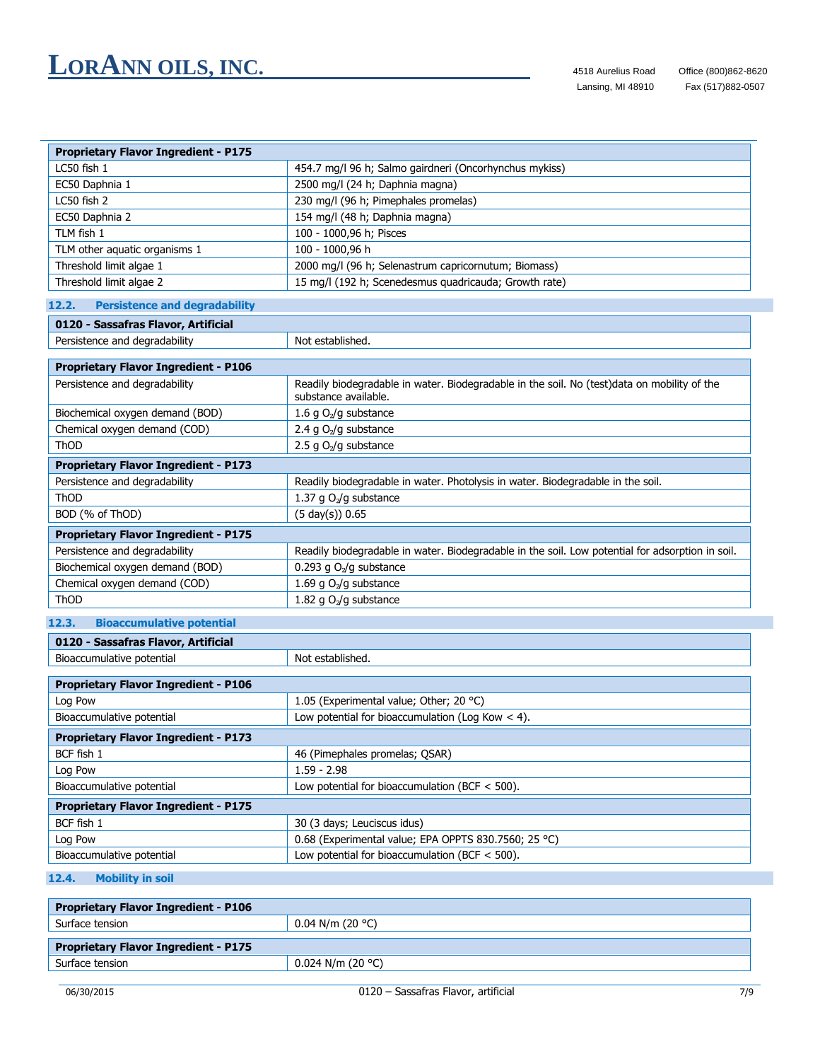| Proprietary Flavor Ingredient - P175 | |
|---|---|
| LC50 fish 1 | 454.7 mg/l 96 h; Salmo gairdneri (Oncorhynchus mykiss) |
| EC50 Daphnia 1 | 2500 mg/l (24 h; Daphnia magna) |
| LC50 fish 2 | 230 mg/l (96 h; Pimephales promelas) |
| EC50 Daphnia 2 | 154 mg/l (48 h; Daphnia magna) |
| TLM fish 1 | 100 - 1000,96 h; Pisces |
| TLM other aquatic organisms 1 | 100 - 1000,96 h |
| Threshold limit algae 1 | 2000 mg/l (96 h; Selenastrum capricornutum; Biomass) |
| Threshold limit algae 2 | 15 mg/l (192 h; Scenedesmus quadricauda; Growth rate) |

## 12.2. Persistence and degradability

| 0120 - Sassafras Flavor, Artificial | |
|---|---|
| Persistence and degradability | Not established. |

| Proprietary Flavor Ingredient - P106 | |
|---|---|
| Persistence and degradability | Readily biodegradable in water. Biodegradable in the soil. No (test)data on mobility of the substance available. |
| Biochemical oxygen demand (BOD) | 1.6 g $O_2$/g substance |
| Chemical oxygen demand (COD) | 2.4 g $O_2$/g substance |
| ThOD | 2.5 g $O_2$/g substance |
| **Proprietary Flavor Ingredient - P173** | |
| Persistence and degradability | Readily biodegradable in water. Photolysis in water. Biodegradable in the soil. |
| ThOD | 1.37 g $O_2$/g substance |
| BOD (% of ThOD) | (5 day(s)) 0.65 |
| **Proprietary Flavor Ingredient - P175** | |
| Persistence and degradability | Readily biodegradable in water. Biodegradable in the soil. Low potential for adsorption in soil. |
| Biochemical oxygen demand (BOD) | 0.293 g $O_2$/g substance |
| Chemical oxygen demand (COD) | 1.69 g $O_2$/g substance |
| ThOD | 1.82 g $O_2$/g substance |

## 12.3. Bioaccumulative potential

| 0120 - Sassafras Flavor, Artificial | |
|---|---|
| Bioaccumulative potential | Not established. |

| Proprietary Flavor Ingredient - P106 | |
|---|---|
| Log Pow | 1.05 (Experimental value; Other; 20 °C) |
| Bioaccumulative potential | Low potential for bioaccumulation (Log Kow < 4). |
| **Proprietary Flavor Ingredient - P173** | |
| BCF fish 1 | 46 (Pimephales promelas; QSAR) |
| Log Pow | 1.59 - 2.98 |
| Bioaccumulative potential | Low potential for bioaccumulation (BCF < 500). |
| **Proprietary Flavor Ingredient - P175** | |
| BCF fish 1 | 30 (3 days; Leuciscus idus) |
| Log Pow | 0.68 (Experimental value; EPA OPPTS 830.7560; 25 °C) |
| Bioaccumulative potential | Low potential for bioaccumulation (BCF < 500). |

## 12.4. Mobility in soil

| Proprietary Flavor Ingredient - P106 | |
|---|---|
| Surface tension | 0.04 N/m (20 °C) |

| Proprietary Flavor Ingredient - P175 | |
|---|---|
| Surface tension | 0.024 N/m (20 °C) |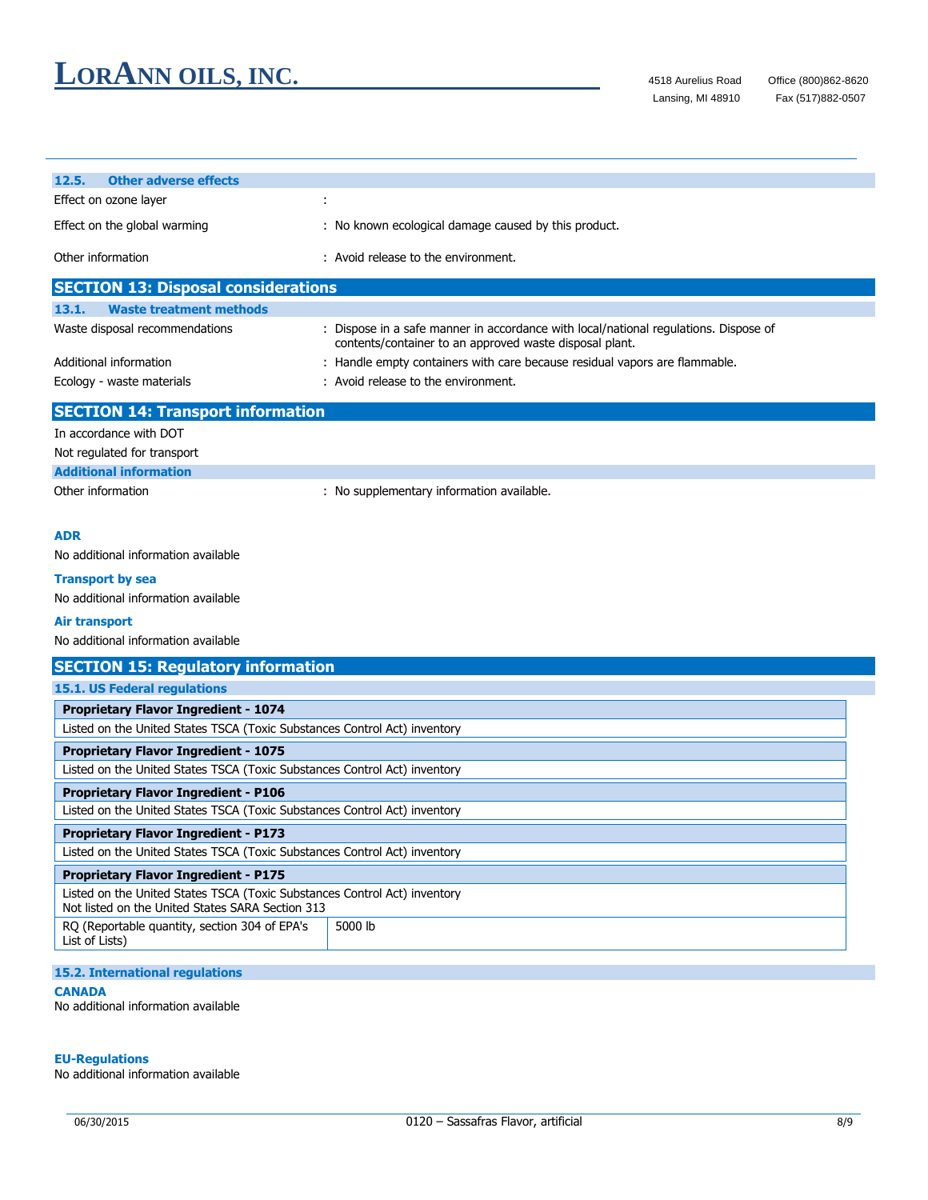### 12.5. Other adverse effects

| | |
|---|---|
| Effect on ozone layer | : |
| Effect on the global warming | : No known ecological damage caused by this product. |
| Other information | : Avoid release to the environment. |

## SECTION 13: Disposal considerations

### 13.1. Waste treatment methods

| | |
|---|---|
| Waste disposal recommendations | : Dispose in a safe manner in accordance with local/national regulations. Dispose of contents/container to an approved waste disposal plant. |
| Additional information | : Handle empty containers with care because residual vapors are flammable. |
| Ecology - waste materials | : Avoid release to the environment. |

## SECTION 14: Transport information

In accordance with DOT

Not regulated for transport

### Additional information

| | |
|---|---|
| Other information | : No supplementary information available. |

**ADR**

No additional information available

**Transport by sea**

No additional information available

**Air transport**

No additional information available

## SECTION 15: Regulatory information

### 15.1. US Federal regulations

**Proprietary Flavor Ingredient - 1074**

Listed on the United States TSCA (Toxic Substances Control Act) inventory

**Proprietary Flavor Ingredient - 1075**

Listed on the United States TSCA (Toxic Substances Control Act) inventory

**Proprietary Flavor Ingredient - P106**

Listed on the United States TSCA (Toxic Substances Control Act) inventory

**Proprietary Flavor Ingredient - P173**

Listed on the United States TSCA (Toxic Substances Control Act) inventory

**Proprietary Flavor Ingredient - P175**

Listed on the United States TSCA (Toxic Substances Control Act) inventory
Not listed on the United States SARA Section 313

| | |
|---|---|
| RQ (Reportable quantity, section 304 of EPA's List of Lists) | 5000 lb |

### 15.2. International regulations

**CANADA**

No additional information available

**EU-Regulations**

No additional information available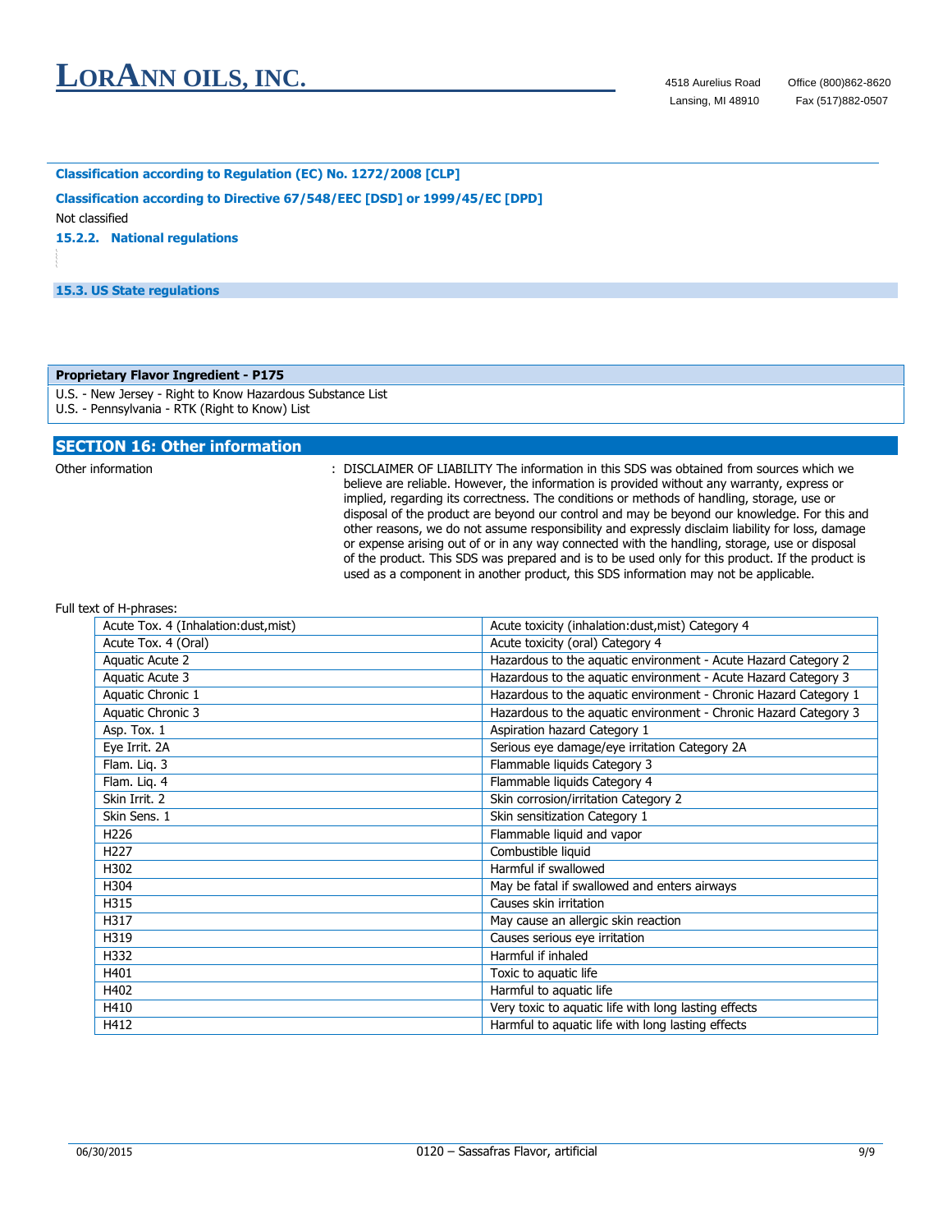**Classification according to Regulation (EC) No. 1272/2008 [CLP]**

**Classification according to Directive 67/548/EEC [DSD] or 1999/45/EC [DPD]**

Not classified

### 15.2.2. National regulations

### 15.3. US State regulations

**Proprietary Flavor Ingredient - P175**

U.S. - New Jersey - Right to Know Hazardous Substance List
U.S. - Pennsylvania - RTK (Right to Know) List

## SECTION 16: Other information

Other information : DISCLAIMER OF LIABILITY The information in this SDS was obtained from sources which we believe are reliable. However, the information is provided without any warranty, express or implied, regarding its correctness. The conditions or methods of handling, storage, use or disposal of the product are beyond our control and may be beyond our knowledge. For this and other reasons, we do not assume responsibility and expressly disclaim liability for loss, damage or expense arising out of or in any way connected with the handling, storage, use or disposal of the product. This SDS was prepared and is to be used only for this product. If the product is used as a component in another product, this SDS information may not be applicable.

Full text of H-phrases:

| | |
|---|---|
| Acute Tox. 4 (Inhalation:dust,mist) | Acute toxicity (inhalation:dust,mist) Category 4 |
| Acute Tox. 4 (Oral) | Acute toxicity (oral) Category 4 |
| Aquatic Acute 2 | Hazardous to the aquatic environment - Acute Hazard Category 2 |
| Aquatic Acute 3 | Hazardous to the aquatic environment - Acute Hazard Category 3 |
| Aquatic Chronic 1 | Hazardous to the aquatic environment - Chronic Hazard Category 1 |
| Aquatic Chronic 3 | Hazardous to the aquatic environment - Chronic Hazard Category 3 |
| Asp. Tox. 1 | Aspiration hazard Category 1 |
| Eye Irrit. 2A | Serious eye damage/eye irritation Category 2A |
| Flam. Liq. 3 | Flammable liquids Category 3 |
| Flam. Liq. 4 | Flammable liquids Category 4 |
| Skin Irrit. 2 | Skin corrosion/irritation Category 2 |
| Skin Sens. 1 | Skin sensitization Category 1 |
| H226 | Flammable liquid and vapor |
| H227 | Combustible liquid |
| H302 | Harmful if swallowed |
| H304 | May be fatal if swallowed and enters airways |
| H315 | Causes skin irritation |
| H317 | May cause an allergic skin reaction |
| H319 | Causes serious eye irritation |
| H332 | Harmful if inhaled |
| H401 | Toxic to aquatic life |
| H402 | Harmful to aquatic life |
| H410 | Very toxic to aquatic life with long lasting effects |
| H412 | Harmful to aquatic life with long lasting effects |